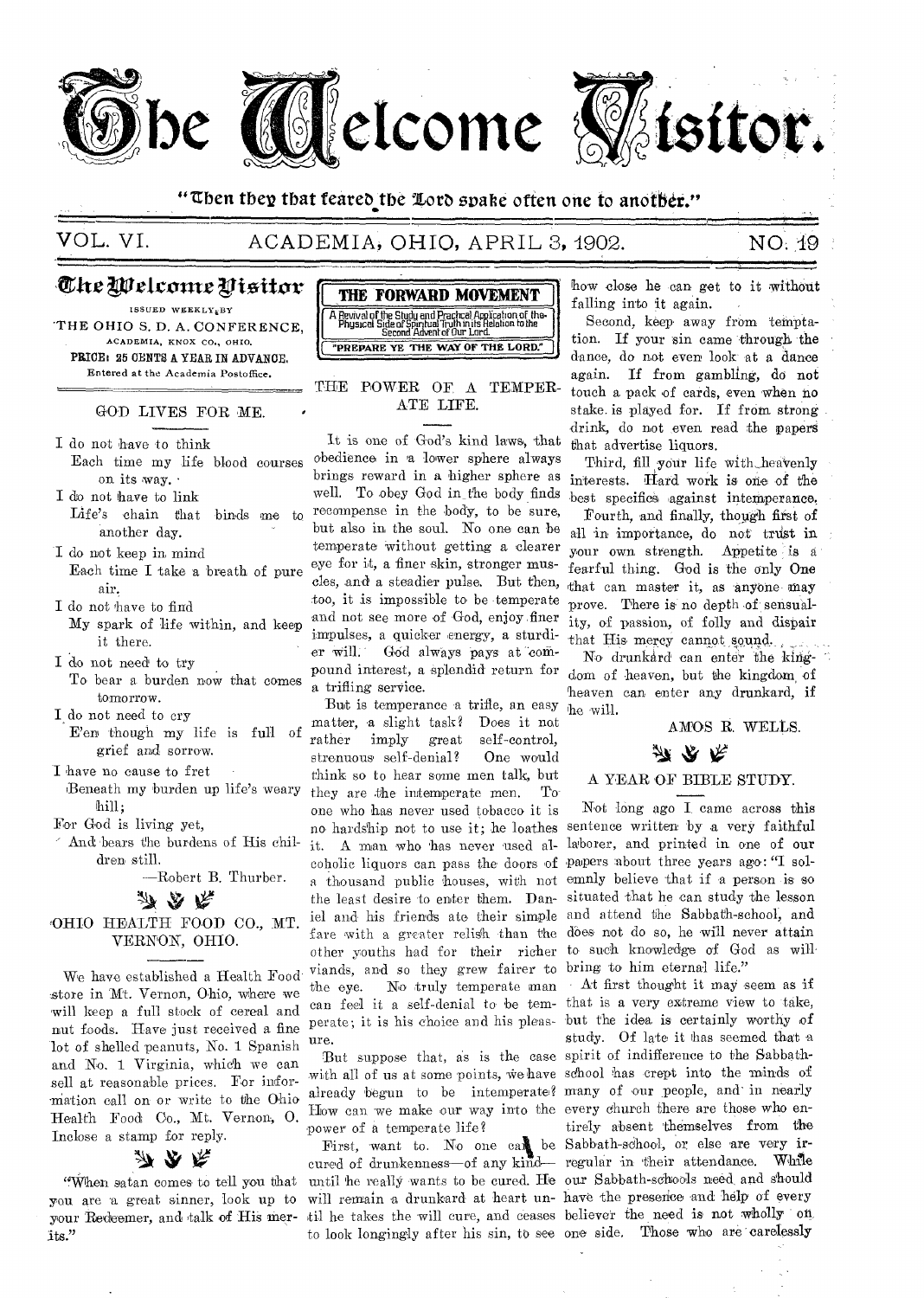# The Welcome Visitor.

"Then they that feared the Lord spake often one to another."

VOL. VI. ACADEMIA, OHIO, APRIL 3, 1902. NO. 19

**The Welcome Visitor**

ISSUED WEEKLY BY
THE OHIO S. D. A. CONFERENCE,
ACADEMIA, KNOX CO., OHIO.
PRICE: 25 CENTS A YEAR IN ADVANCE.
Entered at the Academia Postoffice.

## GOD LIVES FOR ME.

I do not have to think
Each time my life blood courses on its way.
I do not have to link
Life's chain that binds me to another day.
I do not keep in mind
Each time I take a breath of pure air.
I do not have to find
My spark of life within, and keep it there.
I do not need to try
To bear a burden now that comes tomorrow.
I do not need to cry
E'en though my life is full of grief and sorrow.
I have no cause to fret
Beneath my burden up life's weary hill;
For God is living yet,
And bears the burdens of His children still.

—Robert B. Thurber.

## OHIO HEALTH FOOD CO., MT. VERNON, OHIO.

We have established a Health Food store in Mt. Vernon, Ohio, where we will keep a full stock of cereal and nut foods. Have just received a fine lot of shelled peanuts, No. 1 Spanish and No. 1 Virginia, which we can sell at reasonable prices. For information call on or write to the Ohio Health Food Co., Mt. Vernon, O. Inclose a stamp for reply.

"When satan comes to tell you that you are a great sinner, look up to your Redeemer, and talk of His merits."

**THE FORWARD MOVEMENT**
A Revival of the Study and Practical Application of the Physical Side of Spiritual Truth in its Relation to the Second Advent of Our Lord.
"PREPARE YE THE WAY OF THE LORD."

## THE POWER OF A TEMPERATE LIFE.

It is one of God's kind laws, that obedience in a lower sphere always brings reward in a higher sphere as well. To obey God in the body finds recompense in the body, to be sure, but also in the soul. No one can be temperate without getting a clearer eye for it, a finer skin, stronger muscles, and a steadier pulse. But then, too, it is impossible to be temperate and not see more of God, enjoy finer impulses, a quicker energy, a sturdier will. God always pays at compound interest, a splendid return for a trifling service.

But is temperance a trifle, an easy matter, a slight task? Does it not rather imply great self-control, strenuous self-denial? One would think so to hear some men talk, but they are the intemperate men. To one who has never used tobacco it is no hardship not to use it; he loathes it. A man who has never used alcoholic liquors can pass the doors of a thousand public houses, with not the least desire to enter them. Daniel and his friends ate their simple fare with a greater relish than the other youths had for their richer viands, and so they grew fairer to the eye. No truly temperate man can feel it a self-denial to be temperate; it is his choice and his pleasure.

But suppose that, as is the case with all of us at some points, we have already begun to be intemperate? How can we make our way into the power of a temperate life?

First, want to. No one can be cured of drunkenness—of any kind—until he really wants to be cured. He will remain a drunkard at heart until he takes the will cure, and ceases to look longingly after his sin, to see how close he can get to it without falling into it again.

Second, keep away from temptation. If your sin came through the dance, do not even look at a dance again. If from gambling, do not touch a pack of cards, even when no stake is played for. If from strong drink, do not even read the papers that advertise liquors.

Third, fill your life with heavenly interests. Hard work is one of the best specifics against intemperance.

Fourth, and finally, though first of all in importance, do not trust in your own strength. Appetite is a fearful thing. God is the only One that can master it, as anyone may prove. There is no depth of sensuality, of passion, of folly and dispair that His mercy cannot sound.

No drunkard can enter the kingdom of heaven, but the kingdom of heaven can enter any drunkard, if he will.

AMOS R. WELLS.

## A YEAR OF BIBLE STUDY.

Not long ago I came across this sentence written by a very faithful laborer, and printed in one of our papers about three years ago: "I solemnly believe that if a person is so situated that he can study the lesson and attend the Sabbath-school, and does not do so, he will never attain to such knowledge of God as will bring to him eternal life."

At first thought it may seem as if that is a very extreme view to take, but the idea is certainly worthy of study. Of late it has seemed that a spirit of indifference to the Sabbath-school has crept into the minds of many of our people, and in nearly every church there are those who entirely absent themselves from the Sabbath-school, or else are very irregular in their attendance. While our Sabbath-schools need and should have the presence and help of every believer the need is not wholly on one side. Those who are carelessly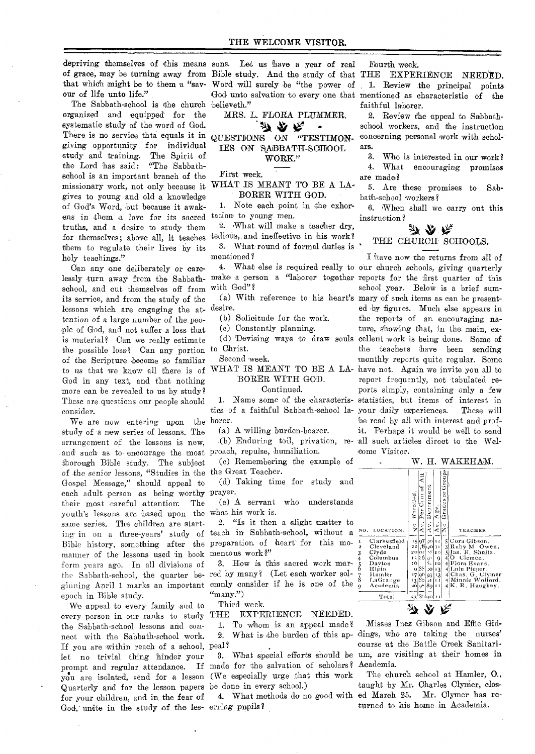depriving themselves of this means of grace, may be turning away from that which might be to them a "savour of life unto life."

The Sabbath-school is the church organized and equipped for the systematic study of the word of God. There is no service thta equals it in giving opportunity for individual study and training. The Spirit of the Lord has said: "The Sabbath-school is an important branch of the missionary work, not only because it gives to young and old a knowledge of God's Word, but because it awakens in them a love for its sacred truths, and a desire to study them for themselves; above all, it teaches them to regulate their lives by its holy teachings."

Can any one deliberately or carelessly turn away from the Sabbath-school, and cut themselves off from its service, and from the study of the lessons which are engaging the attention of a large number of the people of God, and not suffer a loss that is material? Can we really estimate the possible loss? Can any portion of the Scripture become so familiar to us that we know all there is of God in any text, and that nothing more can be revealed to us by study? These are questions our people should consider.

We are now entering upon the study of a new series of lessons. The arrangement of the lessons is new, and such as to encourage the most thorough Bible study. The subject of the senior lessons, "Studies in the Gospel Message," should appeal to each adult person as being worthy their most careful attention. The youth's lessons are based upon the same series. The children are starting in on a three-years' study of Bible history, something after the manner of the lessons used in book form years ago. In all divisions of the Sabbath-school, the quarter beginning April 1 marks an important epoch in Bible study.

We appeal to every family and to every person in our ranks to study the Sabbath-school lessons and connect with the Sabbath-school work. If you are within reach of a school, let no trivial thing hinder your prompt and regular attendance. If you are isolated, send for a lesson Quarterly and for the lesson papers for your children, and in the fear of God, unite in the study of the lessons. Let us have a year of real Bible study. And the study of that Word will surely be "the power of God unto salvation to every one that believeth."

MRS. L. FLORA PLUMMER.

## QUESTIONS ON "TESTIMONIES ON SABBATH-SCHOOL WORK."

First week.

### WHAT IS MEANT TO BE A LABORER WITH GOD.

1. Note each point in the exhortation to young men.

2. What will make a teacher dry, tedious, and ineffective in his work?

3. What round of formal duties is mentioned?

4. What else is required really to make a person a "laborer together with God"?

(a) With reference to his heart's desire.

(b) Solicitude for the work.

(c) Constantly planning.

(d) Devising ways to draw souls to Christ.

Second week.

### WHAT IS MEANT TO BE A LABORER WITH GOD.

Continued.

1. Name some of the characteristics of a faithful Sabbath-school laborer.

(a) A willing burden-bearer.

(b) Enduring toil, privation, reproach, repulse, humiliation.

(c) Remembering the example of the Great Teacher.

(d) Taking time for study and prayer.

(e) A servant who understands what his work is.

2. "Is it then a slight matter to teach in Sabbath-school, without a preparation of heart for this momentous work?"

3. How is this sacred work marred by many? (Let each worker solemnly consider if he is one of the "many.")

Third week.

### THE EXPERIENCE NEEDED.

1. To whom is an appeal made?

2. What is the burden of this appeal?

3. What special efforts should be made for the salvation of scholars? (We especially urge that this work be done in every school.)

4. What methods do no good with erring pupils?

Fourth week.

### THE EXPERIENCE NEEDED.

1. Review the principal points mentioned as characteristic of the faithful laborer.

2. Review the appeal to Sabbath-school workers, and the instruction concerning personal work with scholars.

3. Who is interested in our work?

4. What encouraging promises are made?

5. Are these promises to Sabbath-school workers?

6. When shall we carry out this instruction?

## THE CHURCH SCHOOLS.

I have now the returns from all of our church schools, giving quarterly reports for the first quarter of this school year. Below is a brief summary of such items as can be presented by figures. Much else appears in the reports of an encouraging nature, showing that, in the main, excellent work is being done. Some of the teachers have been sending monthly reports quite regular. Some have not. Again we invite you all to report frequently, not tabulated reports simply, containing only a few statistics, but items of interest in your daily experiences. These will be read by all with interest and profit. Perhaps it would be well to send all such articles direct to the Welcome Visitor.

W. H. WAKEHAM.

| NO. | LOCATION. | No. Enrolled. | Av. Per Cent of Att. | Av. Deportment | Av. Age. | No. Grades or Groups | TEACHER |
|---|---|---|---|---|---|---|---|
| 1 | Clarkesfield | 15 | 97 | 90 | 12 | 5 | Cora Gibson. |
| 2 | Cleveland | 22 | 85 | 90 | 11 | 3 | Ruby M. Owen. |
| 3 | Clyde | 20 | 62 | 88 | 10 | 5 | Jas. E. Shultz. |
| 4 | Columbus | 15 | 86 | 91 | 9 | 4 | O. Clemen. |
| 5 | Dayton | 16 | | 85 | 10 | 4 | Flora Evans. |
| 6 | Elgin | | 88 | 90 | 13 | 4 | Lulu Pieper. |
| 7 | Hamler | 17 | 96 | 93 | 13 | 4 | Chas. G. Clymer |
| 8 | LaGrange | 13 | 80 | 91 | 11 | 4 | Minnie Wolford. |
| 9 | Academia | 20 | 97 | 89 | 11 | 4 | K. R. Haughey. |
| | Total | 153 | 86 | 90 | 11 | | |

Misses Inez Gibson and Effie Giddings, who are taking the nurses' course at the Battle Creek Sanitarium, are visiting at their homes in Academia.

The church school at Hamler, O., taught by Mr. Charles Clymer, closed March 25. Mr. Clymer has returned to his home in Academia.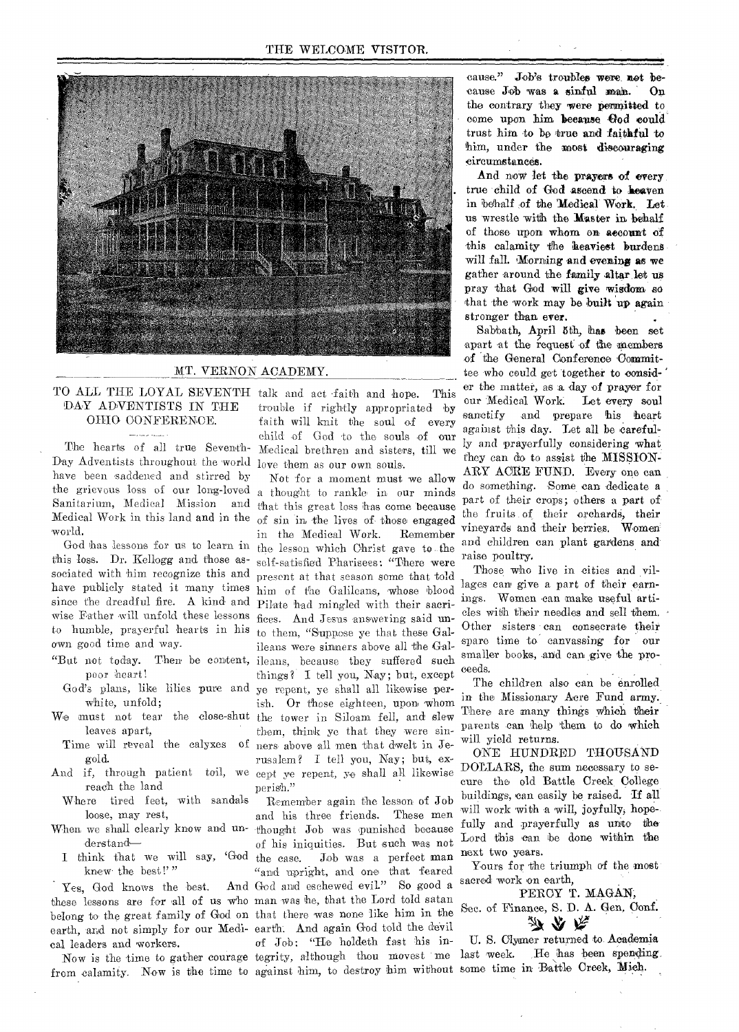MT. VERNON ACADEMY.

## TO ALL THE LOYAL SEVENTH-DAY ADVENTISTS IN THE OHIO CONFERENCE.

The hearts of all true Seventh-Day Adventists throughout the world have been saddened and stirred by the grievous loss of our long-loved Sanitarium, Medical Mission and Medical Work in this land and in the world.

God has lessons for us to learn in this loss. Dr. Kellogg and those associated with him recognize this and have publicly stated it many times since the dreadful fire. A kind and wise Father will unfold these lessons to humble, prayerful hearts in his own good time and way.

"But not today. Then be content, poor heart!  
God's plans, like lilies pure and white, unfold;  
We must not tear the close-shut leaves apart,  
Time will reveal the calyxes of gold.  
And if, through patient toil, we reach the land  
Where tired feet, with sandals loose, may rest,  
When we shall clearly know and understand—  
I think that we will say, 'God knew the best!'"

Yes, God knows the best. And these lessons are for all of us who belong to the great family of God on earth, and not simply for our Medical leaders and workers.

Now is the time to gather courage from calamity. Now is the time to talk and act faith and hope. This trouble if rightly appropriated by faith will knit the soul of every child of God to the souls of our Medical brethren and sisters, till we love them as our own souls.

Not for a moment must we allow a thought to rankle in our minds that this great loss has come because of sin in the lives of those engaged in the Medical Work. Remember the lesson which Christ gave to the self-satisfied Pharisees: "There were present at that season some that told him of the Galileans, whose blood Pilate had mingled with their sacrifices. And Jesus answering said unto them, "Suppose ye that these Galileans were sinners above all the Galileans, because they suffered such things? I tell you, Nay; but, except ye repent, ye shall all likewise perish. Or those eighteen, upon whom the tower in Siloam fell, and slew them, think ye that they were sinners above all men that dwelt in Jerusalem? I tell you, Nay; but, except ye repent, ye shall all likewise perish."

Remember again the lesson of Job and his three friends. These men thought Job was punished because of his iniquities. But such was not the case. Job was a perfect man "and upright, and one that feared God and eschewed evil." So good a man was he, that the Lord told satan that there was none like him in the earth. And again God told the devil of Job: "He holdeth fast his integrity, although thou movest me against him, to destroy him without cause." Job's troubles were not because Job was a sinful man. On the contrary they were permitted to come upon him because God could trust him to be true and faithful to him, under the most discouraging circumstances.

And now let the prayers of every true child of God ascend to heaven in behalf of the Medical Work. Let us wrestle with the Master in behalf of those upon whom on account of this calamity the heaviest burdens will fall. Morning and evening as we gather around the family altar let us pray that God will give wisdom so that the work may be built up again stronger than ever.

Sabbath, April 5th, has been set apart at the request of the members of the General Conference Committee who could get together to consider the matter, as a day of prayer for our Medical Work. Let every soul sanctify and prepare his heart against this day. Let all be carefully and prayerfully considering what they can do to assist the MISSIONARY ACRE FUND. Every one can do something. Some can dedicate a part of their crops; others a part of the fruits of their orchards, their vineyards and their berries. Women and children can plant gardens and raise poultry.

Those who live in cities and villages can give a part of their earnings. Women can make useful articles with their needles and sell them. Other sisters can consecrate their spare time to canvassing for our smaller books, and can give the proceeds.

The children also can be enrolled in the Missionary Acre Fund army. There are many things which their parents can help them to do which will yield returns.

ONE HUNDRED THOUSAND DOLLARS, the sum necessary to secure the old Battle Creek College buildings, can easily be raised. If all will work with a will, joyfully, hopefully and prayerfully as unto the Lord this can be done within the next two years.

Yours for the triumph of the most sacred work on earth,

PERCY T. MAGAN,  
Sec. of Finance, S. D. A. Gen. Conf.

U. S. Clymer returned to Academia last week. He has been spending some time in Battle Creek, Mich.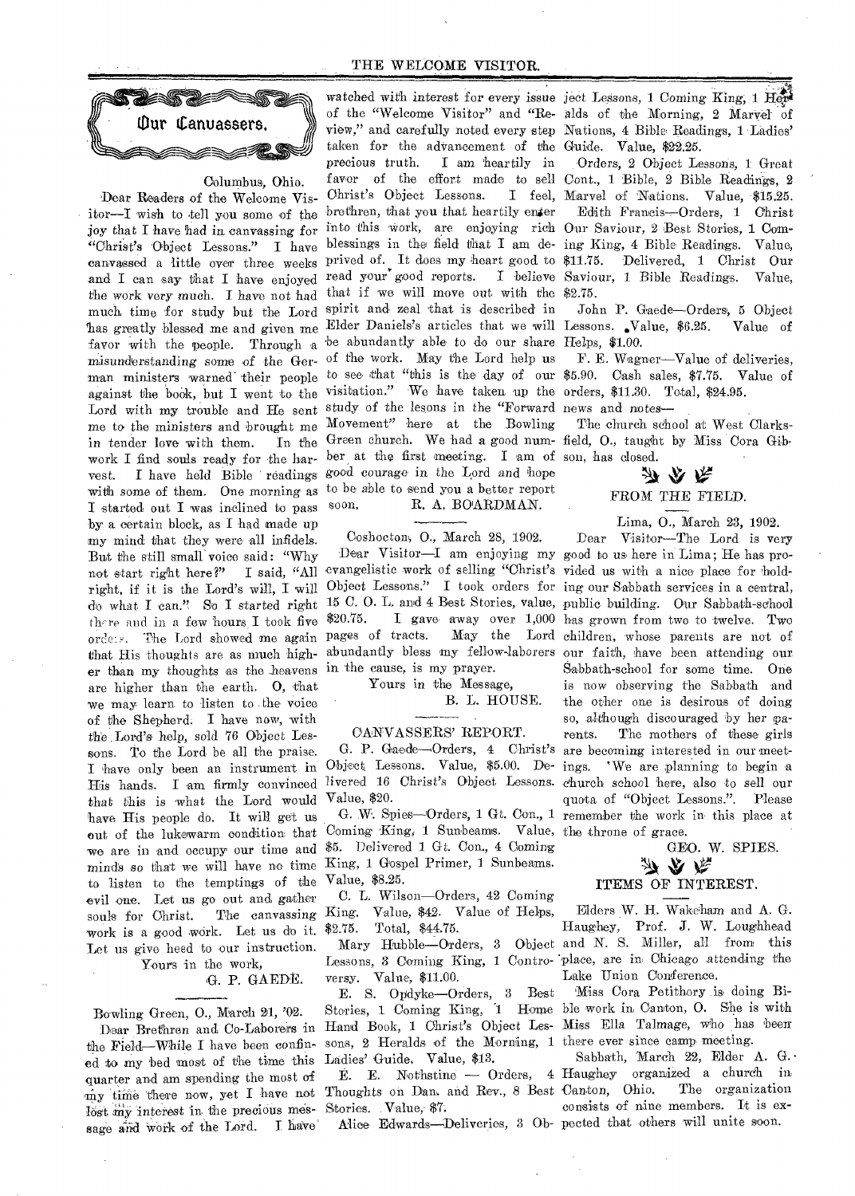## Our Canvassers.

Columbus, Ohio.

Dear Readers of the Welcome Visitor—I wish to tell you some of the joy that I have had in canvassing for "Christ's Object Lessons." I have canvassed a little over three weeks and I can say that I have enjoyed the work very much. I have not had much time for study but the Lord has greatly blessed me and given me favor with the people. Through a misunderstanding some of the German ministers warned their people against the book, but I went to the Lord with my trouble and He sent me to the ministers and brought me in tender love with them. In the work I find souls ready for the harvest. I have held Bible readings with some of them. One morning as I started out I was inclined to pass by a certain block, as I had made up my mind that they were all infidels. But the still small voice said: "Why not start right here?" I said, "All right, if it is the Lord's will, I will do what I can." So I started right there and in a few hours I took five orders. The Lord showed me again that His thoughts are as much higher than my thoughts as the heavens are higher than the earth. O, that we may learn to listen to the voice of the Shepherd. I have now, with the Lord's help, sold 76 Object Lessons. To the Lord be all the praise. I have only been an instrument in His hands. I am firmly convinced that this is what the Lord would have His people do. It will get us out of the lukewarm condition that we are in and occupy our time and minds so that we will have no time to listen to the temptings of the evil one. Let us go out and gather souls for Christ. The canvassing work is a good work. Let us do it. Let us give heed to our instruction.

Yours in the work,

G. P. GAEDE.

---

Bowling Green, O., March 21, '02.

Dear Brethren and Co-Laborers in the Field—While I have been confined to my bed most of the time this quarter and am spending the most of my time there now, yet I have not lost my interest in the precious message and work of the Lord. I have watched with interest for every issue of the "Welcome Visitor" and "Review," and carefully noted every step taken for the advancement of the precious truth. I am heartily in favor of the effort made to sell Christ's Object Lessons. I feel, brethren, that you that heartily enter into this work, are enjoying rich blessings in the field that I am deprived of. It does my heart good to read your good reports. I believe that if we will move out with the spirit and zeal that is described in Elder Daniels's articles that we will be abundantly able to do our share of the work. May the Lord help us to see that "this is the day of our visitation." We have taken up the study of the lesons in the "Forward Movement" here at the Bowling Green church. We had a good number at the first meeting. I am of good courage in the Lord and hope to be able to send you a better report soon.

R. A. BOARDMAN.

---

Coshocton, O., March 28, 1902.

Dear Visitor—I am enjoying my evangelistic work of selling "Christ's Object Lessons." I took orders for 15 C. O. L. and 4 Best Stories, value, $20.75. I gave away over 1,000 pages of tracts. May the Lord abundantly bless my fellow-laborers in the cause, is my prayer.

Yours in the Message,

B. L. HOUSE.

---

### CANVASSERS' REPORT.

G. P. Gaede—Orders, 4 Christ's Object Lessons. Value, $5.00. Delivered 16 Christ's Object Lessons. Value, $20.

G. W. Spies—Orders, 1 Gt. Con., 1 Coming King, 1 Sunbeams. Value, $5. Delivered 1 Gt. Con., 4 Coming King, 1 Gospel Primer, 1 Sunbeams. Value, $8.25.

C. L. Wilson—Orders, 42 Coming King. Value, $42. Value of Helps, $2.75. Total, $44.75.

Mary Hubble—Orders, 3 Object Lessons, 3 Coming King, 1 Controversy. Value, $11.00.

E. S. Opdyke—Orders, 3 Best Stories, 1 Coming King, 1 Home Hand Book, 1 Christ's Object Lessons, 2 Heralds of the Morning, 1 Ladies' Guide. Value, $13.

E. E. Nothstine — Orders, 4 Thoughts on Dan. and Rev., 8 Best Stories. Value, $7.

Alice Edwards—Deliveries, 3 Object Lessons, 1 Coming King, 1 Herald of the Morning, 2 Marvel of Nations, 4 Bible Readings, 1 Ladies' Guide. Value, $22.25.

Orders, 2 Object Lessons, 1 Great Cont., 1 Bible, 2 Bible Readings, 2 Marvel of Nations. Value, $15.25.

Edith Francis—Orders, 1 Christ Our Saviour, 2 Best Stories, 1 Coming King, 4 Bible Readings. Value, $11.75. Delivered, 1 Christ Our Saviour, 1 Bible Readings. Value, $2.75.

John P. Gaede—Orders, 5 Object Lessons. Value, $6.25. Value of Helps, $1.00.

F. E. Wagner—Value of deliveries, $5.90. Cash sales, $7.75. Value of orders, $11.30. Total, $24.95.

news and notes—

The church school at West Clarksfield, O., taught by Miss Cora Gibson, has closed.

### FROM THE FIELD.

Lima, O., March 23, 1902.

Dear Visitor—The Lord is very good to us here in Lima; He has provided us with a nice place for holding our Sabbath services in a central, public building. Our Sabbath-school has grown from two to twelve. Two children, whose parents are not of our faith, have been attending our Sabbath-school for some time. One is now observing the Sabbath and the other one is desirous of doing so, although discouraged by her parents. The mothers of these girls are becoming interested in our meetings. We are planning to begin a church school here, also to sell our quota of "Object Lessons." Please remember the work in this place at the throne of grace.

GEO. W. SPIES.

### ITEMS OF INTEREST.

Elders W. H. Wakeham and A. G. Haughey, Prof. J. W. Loughhead and N. S. Miller, all from this place, are in Chicago attending the Lake Union Conference.

Miss Cora Petithory is doing Bible work in Canton, O. She is with Miss Ella Talmage, who has been there ever since camp meeting.

Sabbath, March 22, Elder A. G. Haughey organized a church in Canton, Ohio. The organization consists of nine members. It is expected that others will unite soon.